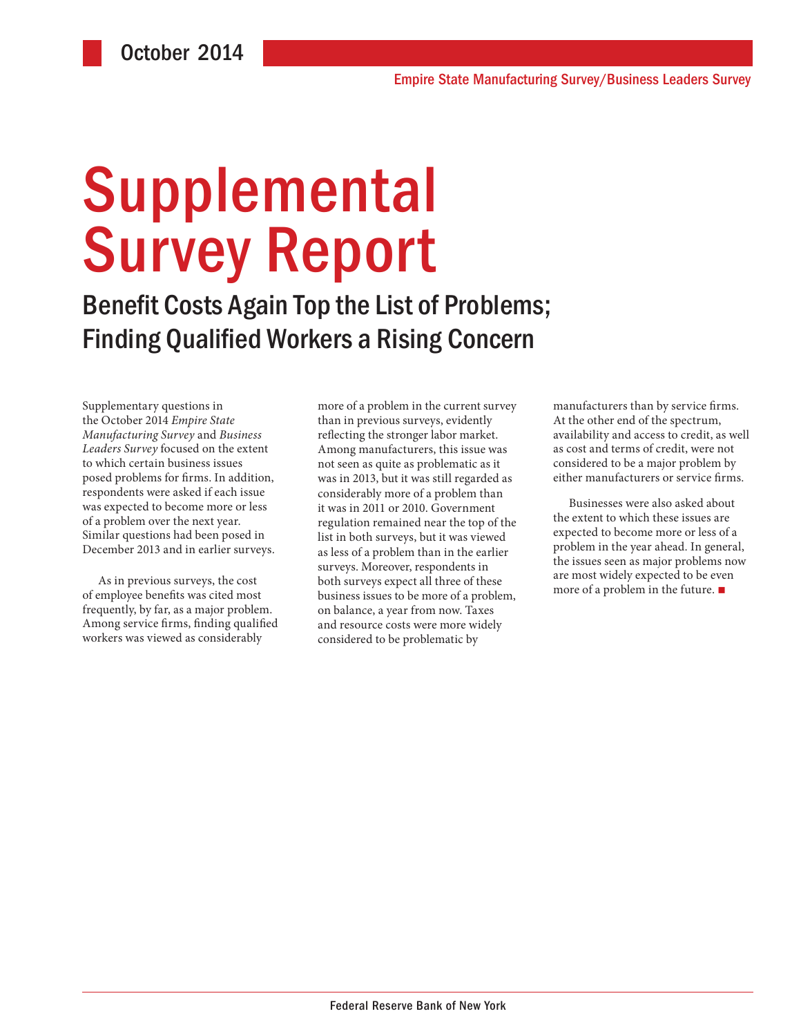October 2014

Empire State Manufacturing Survey/Business Leaders Survey

# Supplemental Survey Report

## Benefit Costs Again Top the List of Problems; Finding Qualified Workers a Rising Concern

Supplementary questions in the October 2014 *Empire State Manufacturing Survey* and *Business Leaders Survey* focused on the extent to which certain business issues posed problems for firms. In addition, respondents were asked if each issue was expected to become more or less of a problem over the next year. Similar questions had been posed in December 2013 and in earlier surveys.

As in previous surveys, the cost of employee benefits was cited most frequently, by far, as a major problem. Among service firms, finding qualified workers was viewed as considerably more of a problem in the current survey than in previous surveys, evidently reflecting the stronger labor market. Among manufacturers, this issue was not seen as quite as problematic as it was in 2013, but it was still regarded as considerably more of a problem than it was in 2011 or 2010. Government regulation remained near the top of the list in both surveys, but it was viewed as less of a problem than in the earlier surveys. Moreover, respondents in both surveys expect all three of these business issues to be more of a problem, on balance, a year from now. Taxes and resource costs were more widely considered to be problematic by manufacturers than by service firms. At the other end of the spectrum, availability and access to credit, as well as cost and terms of credit, were not considered to be a major problem by either manufacturers or service firms.

Businesses were also asked about the extent to which these issues are expected to become more or less of a problem in the year ahead. In general, the issues seen as major problems now are most widely expected to be even more of a problem in the future. ■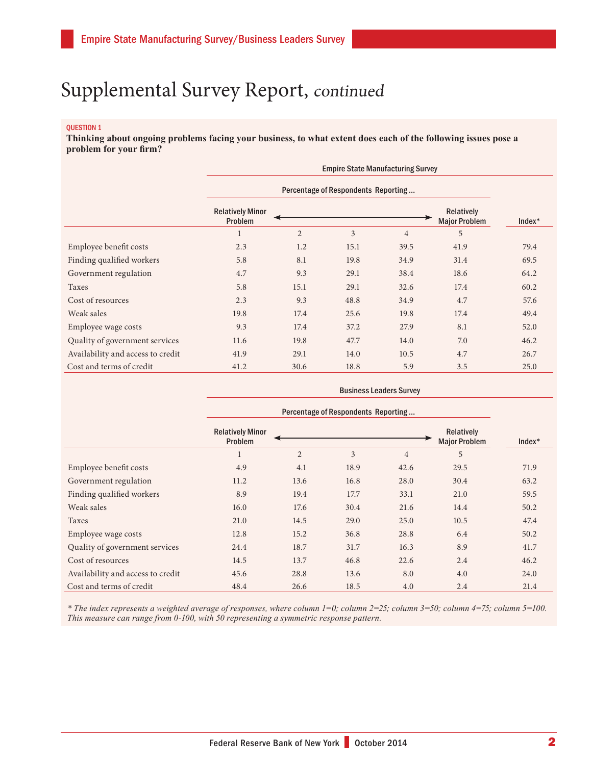# Supplemental Survey Report, *continued*

QUESTION 1

**Thinking about ongoing problems facing your business, to what extent does each of the following issues pose a problem for your firm?**

| | Empire State Manufacturing Survey | | | | | |
|---|---|---|---|---|---|---|
| | Percentage of Respondents Reporting ... | | | | | |
| | Relatively Minor Problem | | | | Relatively Major Problem | Index* |
| | 1 | 2 | 3 | 4 | 5 | |
| Employee benefit costs | 2.3 | 1.2 | 15.1 | 39.5 | 41.9 | 79.4 |
| Finding qualified workers | 5.8 | 8.1 | 19.8 | 34.9 | 31.4 | 69.5 |
| Government regulation | 4.7 | 9.3 | 29.1 | 38.4 | 18.6 | 64.2 |
| Taxes | 5.8 | 15.1 | 29.1 | 32.6 | 17.4 | 60.2 |
| Cost of resources | 2.3 | 9.3 | 48.8 | 34.9 | 4.7 | 57.6 |
| Weak sales | 19.8 | 17.4 | 25.6 | 19.8 | 17.4 | 49.4 |
| Employee wage costs | 9.3 | 17.4 | 37.2 | 27.9 | 8.1 | 52.0 |
| Quality of government services | 11.6 | 19.8 | 47.7 | 14.0 | 7.0 | 46.2 |
| Availability and access to credit | 41.9 | 29.1 | 14.0 | 10.5 | 4.7 | 26.7 |
| Cost and terms of credit | 41.2 | 30.6 | 18.8 | 5.9 | 3.5 | 25.0 |

| | Business Leaders Survey | | | | | |
|---|---|---|---|---|---|---|
| | Percentage of Respondents Reporting ... | | | | | |
| | Relatively Minor Problem | | | | Relatively Major Problem | Index* |
| | 1 | 2 | 3 | 4 | 5 | |
| Employee benefit costs | 4.9 | 4.1 | 18.9 | 42.6 | 29.5 | 71.9 |
| Government regulation | 11.2 | 13.6 | 16.8 | 28.0 | 30.4 | 63.2 |
| Finding qualified workers | 8.9 | 19.4 | 17.7 | 33.1 | 21.0 | 59.5 |
| Weak sales | 16.0 | 17.6 | 30.4 | 21.6 | 14.4 | 50.2 |
| Taxes | 21.0 | 14.5 | 29.0 | 25.0 | 10.5 | 47.4 |
| Employee wage costs | 12.8 | 15.2 | 36.8 | 28.8 | 6.4 | 50.2 |
| Quality of government services | 24.4 | 18.7 | 31.7 | 16.3 | 8.9 | 41.7 |
| Cost of resources | 14.5 | 13.7 | 46.8 | 22.6 | 2.4 | 46.2 |
| Availability and access to credit | 45.6 | 28.8 | 13.6 | 8.0 | 4.0 | 24.0 |
| Cost and terms of credit | 48.4 | 26.6 | 18.5 | 4.0 | 2.4 | 21.4 |

*\* The index represents a weighted average of responses, where column 1=0; column 2=25; column 3=50; column 4=75; column 5=100. This measure can range from 0-100, with 50 representing a symmetric response pattern.*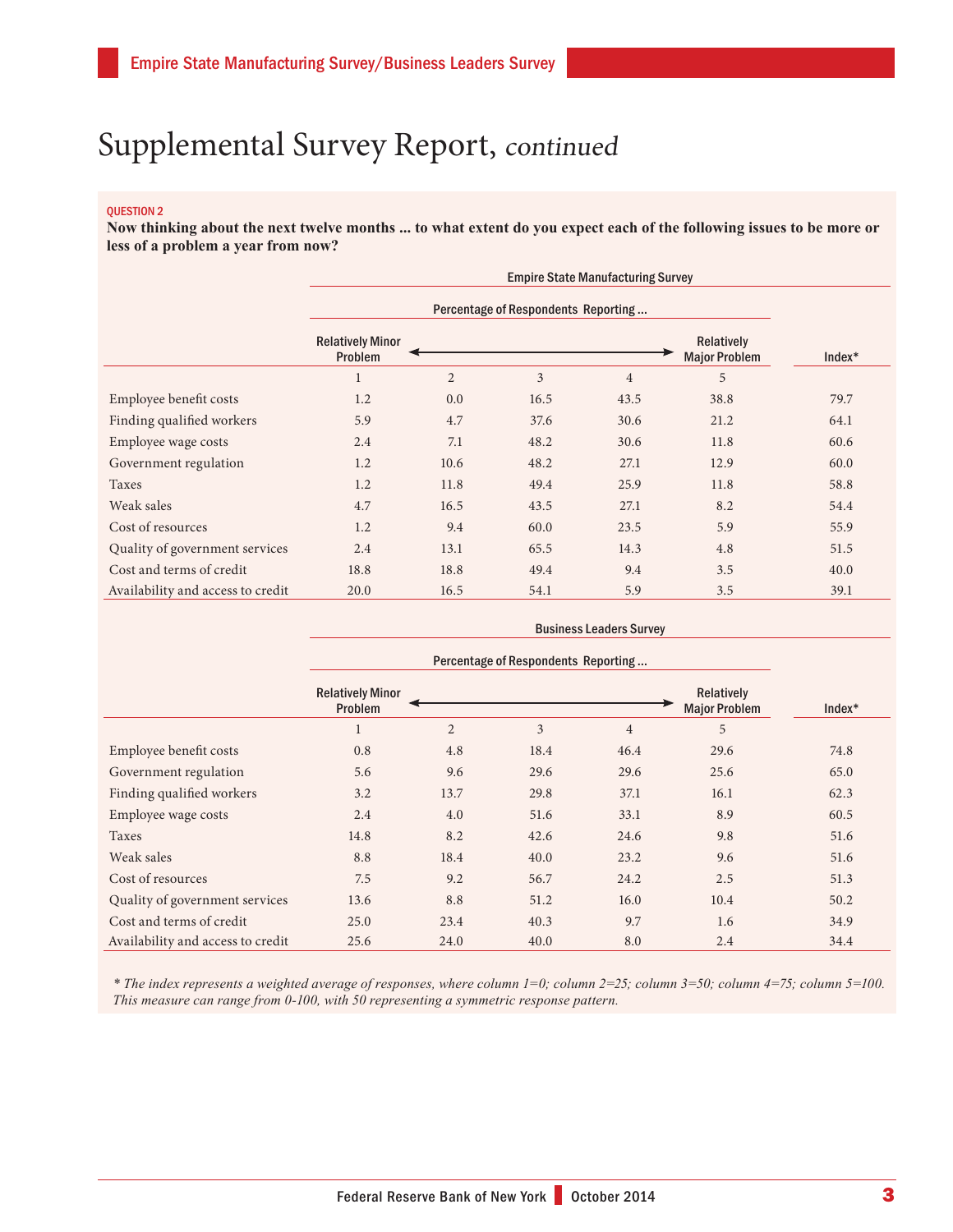# Supplemental Survey Report, *continued*

QUESTION 2

**Now thinking about the next twelve months ... to what extent do you expect each of the following issues to be more or less of a problem a year from now?**

**Empire State Manufacturing Survey**

| | Percentage of Respondents Reporting ... | | | | | |
|---|---|---|---|---|---|---|
| | Relatively Minor Problem | | | | Relatively Major Problem | Index* |
| | 1 | 2 | 3 | 4 | 5 | |
| Employee benefit costs | 1.2 | 0.0 | 16.5 | 43.5 | 38.8 | 79.7 |
| Finding qualified workers | 5.9 | 4.7 | 37.6 | 30.6 | 21.2 | 64.1 |
| Employee wage costs | 2.4 | 7.1 | 48.2 | 30.6 | 11.8 | 60.6 |
| Government regulation | 1.2 | 10.6 | 48.2 | 27.1 | 12.9 | 60.0 |
| Taxes | 1.2 | 11.8 | 49.4 | 25.9 | 11.8 | 58.8 |
| Weak sales | 4.7 | 16.5 | 43.5 | 27.1 | 8.2 | 54.4 |
| Cost of resources | 1.2 | 9.4 | 60.0 | 23.5 | 5.9 | 55.9 |
| Quality of government services | 2.4 | 13.1 | 65.5 | 14.3 | 4.8 | 51.5 |
| Cost and terms of credit | 18.8 | 18.8 | 49.4 | 9.4 | 3.5 | 40.0 |
| Availability and access to credit | 20.0 | 16.5 | 54.1 | 5.9 | 3.5 | 39.1 |

**Business Leaders Survey**

| | Percentage of Respondents Reporting ... | | | | | |
|---|---|---|---|---|---|---|
| | Relatively Minor Problem | | | | Relatively Major Problem | Index* |
| | 1 | 2 | 3 | 4 | 5 | |
| Employee benefit costs | 0.8 | 4.8 | 18.4 | 46.4 | 29.6 | 74.8 |
| Government regulation | 5.6 | 9.6 | 29.6 | 29.6 | 25.6 | 65.0 |
| Finding qualified workers | 3.2 | 13.7 | 29.8 | 37.1 | 16.1 | 62.3 |
| Employee wage costs | 2.4 | 4.0 | 51.6 | 33.1 | 8.9 | 60.5 |
| Taxes | 14.8 | 8.2 | 42.6 | 24.6 | 9.8 | 51.6 |
| Weak sales | 8.8 | 18.4 | 40.0 | 23.2 | 9.6 | 51.6 |
| Cost of resources | 7.5 | 9.2 | 56.7 | 24.2 | 2.5 | 51.3 |
| Quality of government services | 13.6 | 8.8 | 51.2 | 16.0 | 10.4 | 50.2 |
| Cost and terms of credit | 25.0 | 23.4 | 40.3 | 9.7 | 1.6 | 34.9 |
| Availability and access to credit | 25.6 | 24.0 | 40.0 | 8.0 | 2.4 | 34.4 |

*\* The index represents a weighted average of responses, where column 1=0; column 2=25; column 3=50; column 4=75; column 5=100. This measure can range from 0-100, with 50 representing a symmetric response pattern.*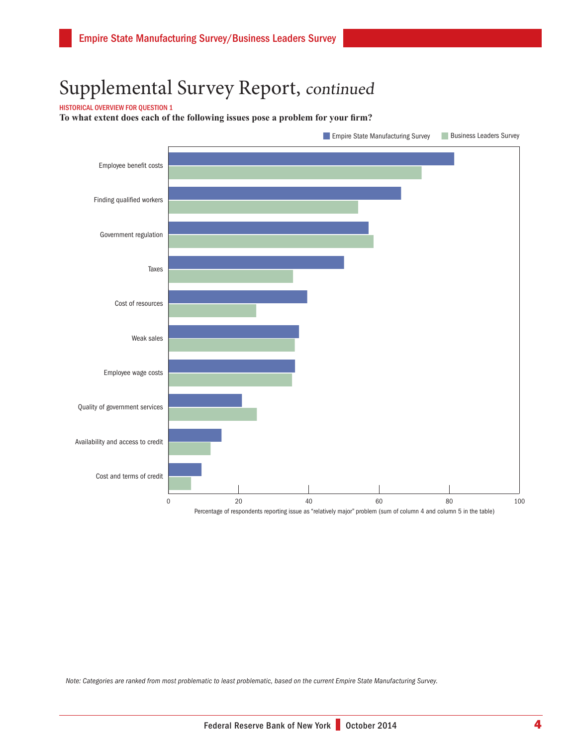# Supplemental Survey Report, *continued*

HISTORICAL OVERVIEW FOR QUESTION 1

**To what extent does each of the following issues pose a problem for your firm?**

Empire State Manufacturing Survey | Business Leaders Survey

Employee benefit costs

Finding qualified workers

Government regulation

Taxes

Cost of resources

Weak sales

Employee wage costs

Quality of government services

Availability and access to credit

Cost and terms of credit

0 20 40 60 80 100

Percentage of respondents reporting issue as "relatively major" problem (sum of column 4 and column 5 in the table)

*Note: Categories are ranked from most problematic to least problematic, based on the current Empire State Manufacturing Survey.*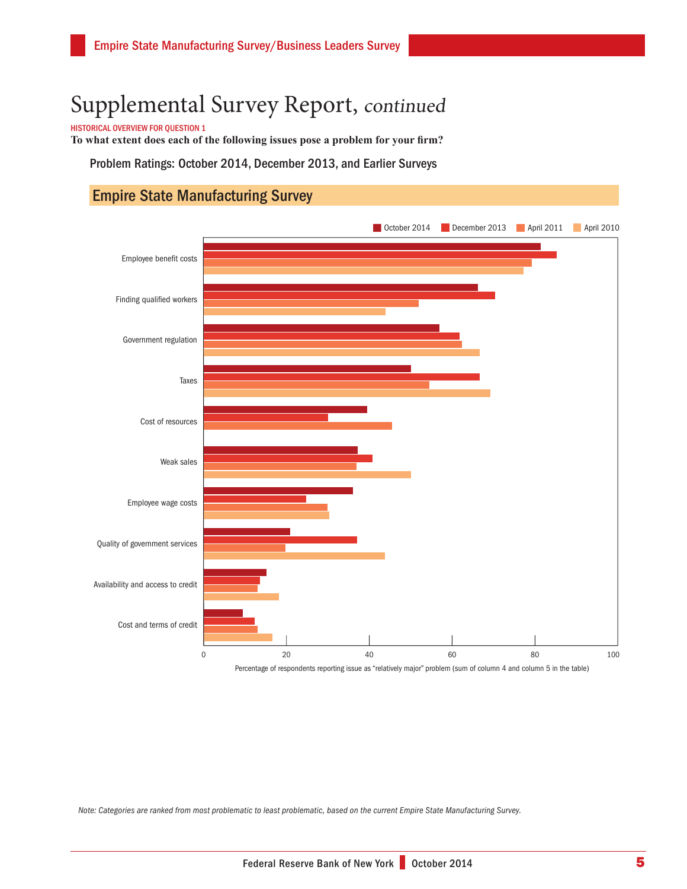# Supplemental Survey Report, *continued*

HISTORICAL OVERVIEW FOR QUESTION 1

**To what extent does each of the following issues pose a problem for your firm?**

Problem Ratings: October 2014, December 2013, and Earlier Surveys

## Empire State Manufacturing Survey

October 2014 | December 2013 | April 2011 | April 2010

Employee benefit costs

Finding qualified workers

Government regulation

Taxes

Cost of resources

Weak sales

Employee wage costs

Quality of government services

Availability and access to credit

Cost and terms of credit

0 | 20 | 40 | 60 | 80 | 100

Percentage of respondents reporting issue as "relatively major" problem (sum of column 4 and column 5 in the table)

*Note: Categories are ranked from most problematic to least problematic, based on the current Empire State Manufacturing Survey.*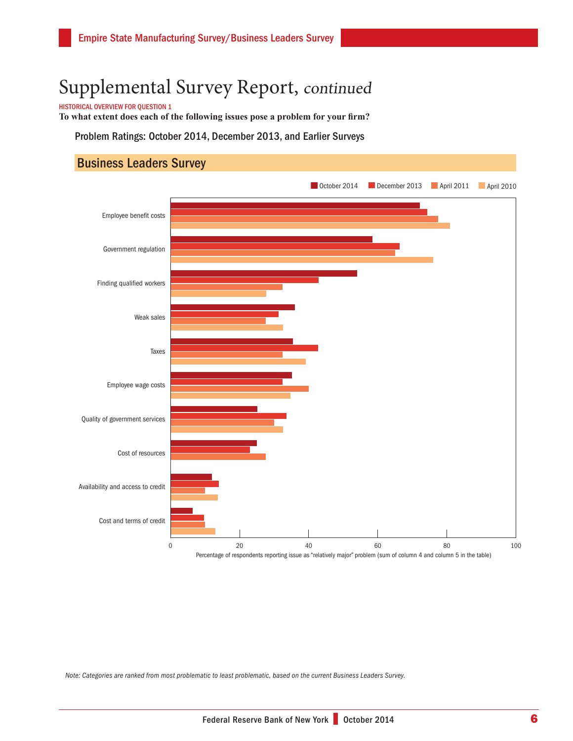# Supplemental Survey Report, *continued*

HISTORICAL OVERVIEW FOR QUESTION 1

**To what extent does each of the following issues pose a problem for your firm?**

### Problem Ratings: October 2014, December 2013, and Earlier Surveys

## Business Leaders Survey

October 2014
December 2013
April 2011
April 2010

Employee benefit costs
Government regulation
Finding qualified workers
Weak sales
Taxes
Employee wage costs
Quality of government services
Cost of resources
Availability and access to credit
Cost and terms of credit

0
20
40
60
80
100

Percentage of respondents reporting issue as "relatively major" problem (sum of column 4 and column 5 in the table)

*Note: Categories are ranked from most problematic to least problematic, based on the current Business Leaders Survey.*